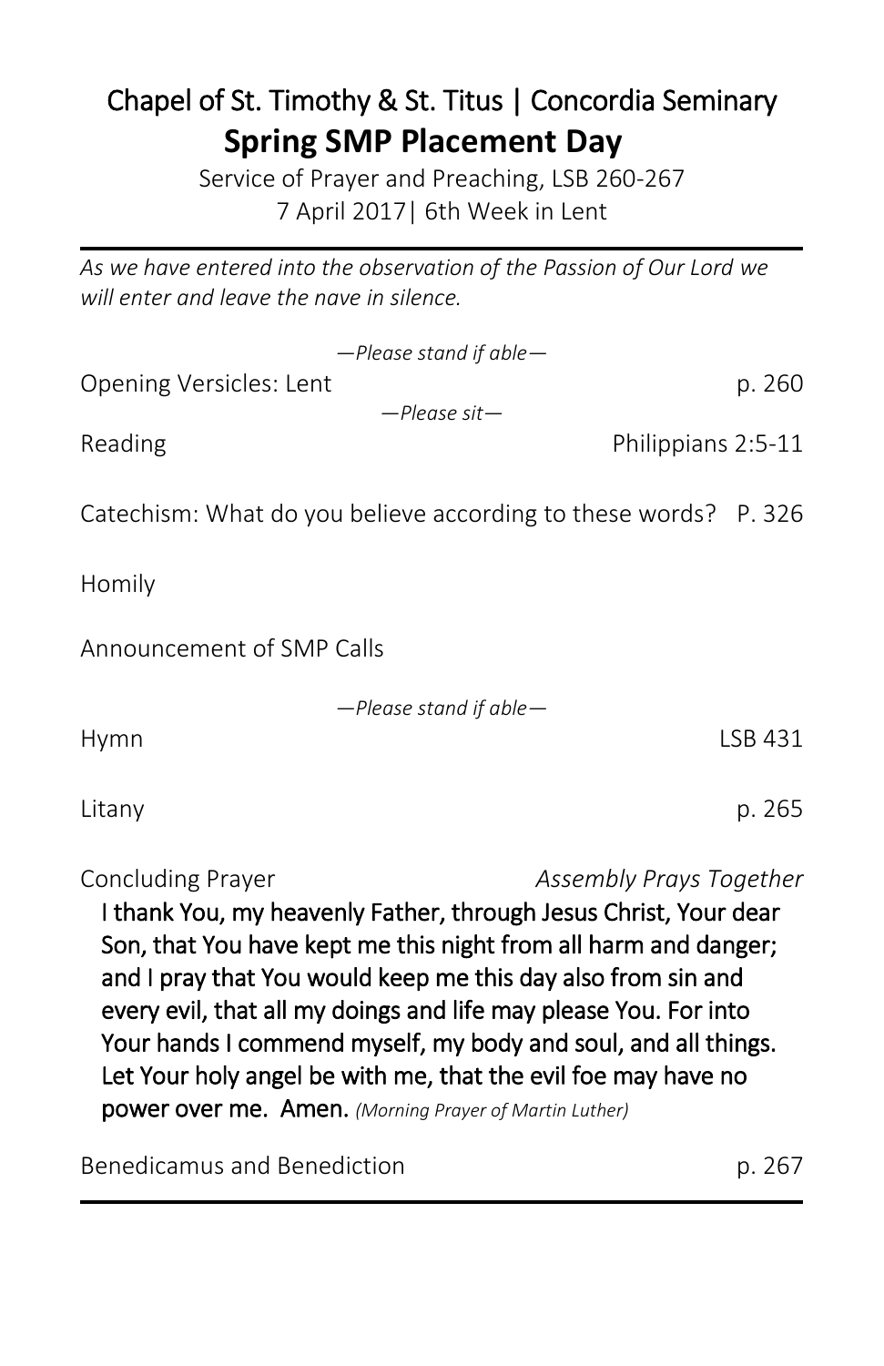# Chapel of St. Timothy & St. Titus | Concordia Seminary

## Spring SMP Placement Day

Service of Prayer and Preaching, LSB 260-267
7 April 2017| 6th Week in Lent

---

*As we have entered into the observation of the Passion of Our Lord we will enter and leave the nave in silence.*

*—Please stand if able—*

Opening Versicles: Lent — p. 260

*—Please sit—*

Reading — Philippians 2:5-11

Catechism: What do you believe according to these words? — P. 326

Homily

Announcement of SMP Calls

*—Please stand if able—*

Hymn — LSB 431

Litany — p. 265

Concluding Prayer — *Assembly Prays Together*

**I thank You, my heavenly Father, through Jesus Christ, Your dear Son, that You have kept me this night from all harm and danger; and I pray that You would keep me this day also from sin and every evil, that all my doings and life may please You. For into Your hands I commend myself, my body and soul, and all things. Let Your holy angel be with me, that the evil foe may have no power over me. Amen.** *(Morning Prayer of Martin Luther)*

Benedicamus and Benediction — p. 267

---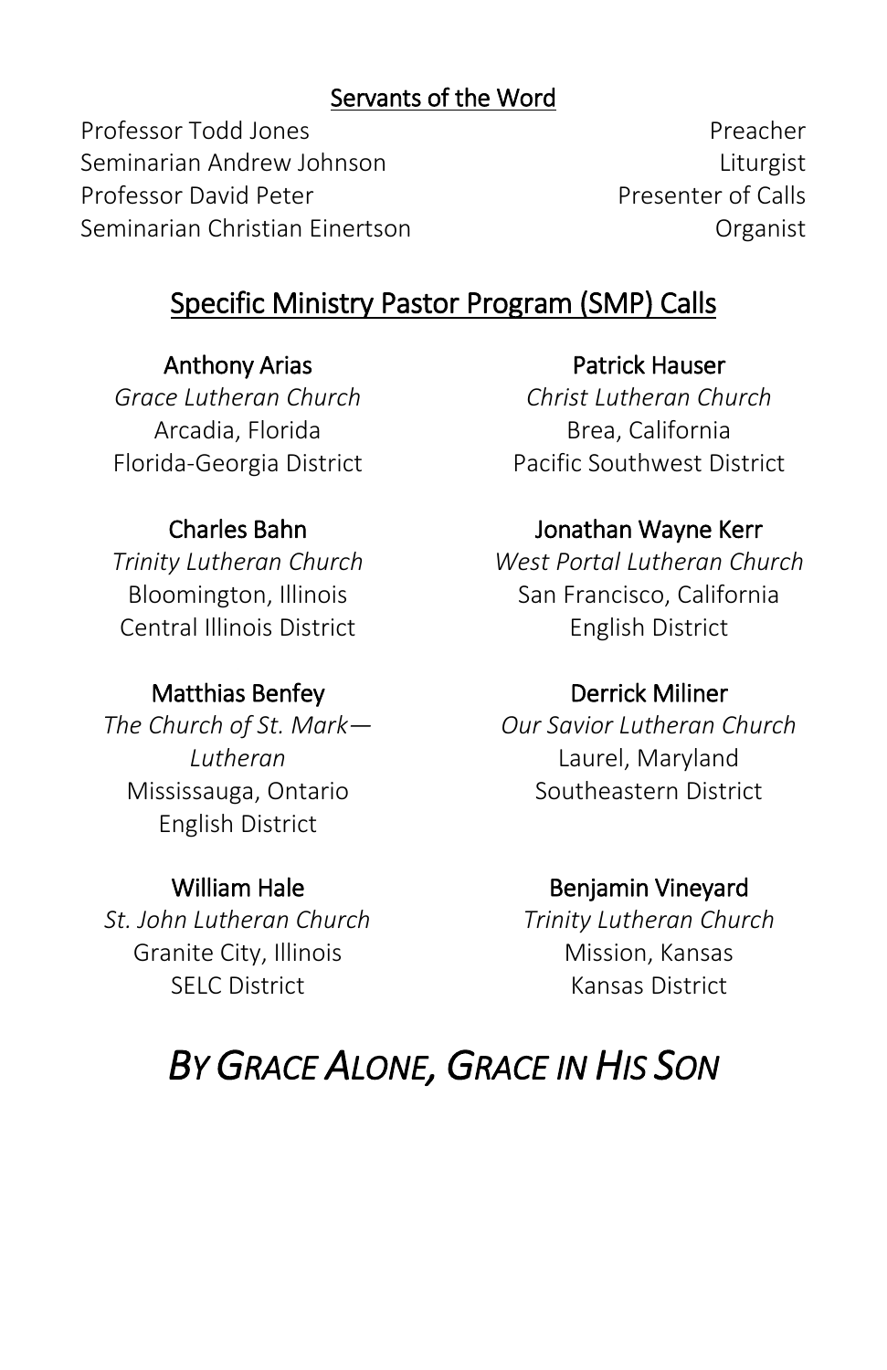## Servants of the Word

| | |
|---|---|
| Professor Todd Jones | Preacher |
| Seminarian Andrew Johnson | Liturgist |
| Professor David Peter | Presenter of Calls |
| Seminarian Christian Einertson | Organist |

## Specific Ministry Pastor Program (SMP) Calls

Anthony Arias
*Grace Lutheran Church*
Arcadia, Florida
Florida-Georgia District

Charles Bahn
*Trinity Lutheran Church*
Bloomington, Illinois
Central Illinois District

Matthias Benfey
*The Church of St. Mark—Lutheran*
Mississauga, Ontario
English District

William Hale
*St. John Lutheran Church*
Granite City, Illinois
SELC District

Patrick Hauser
*Christ Lutheran Church*
Brea, California
Pacific Southwest District

Jonathan Wayne Kerr
*West Portal Lutheran Church*
San Francisco, California
English District

Derrick Miliner
*Our Savior Lutheran Church*
Laurel, Maryland
Southeastern District

Benjamin Vineyard
*Trinity Lutheran Church*
Mission, Kansas
Kansas District

# *By Grace Alone, Grace in His Son*